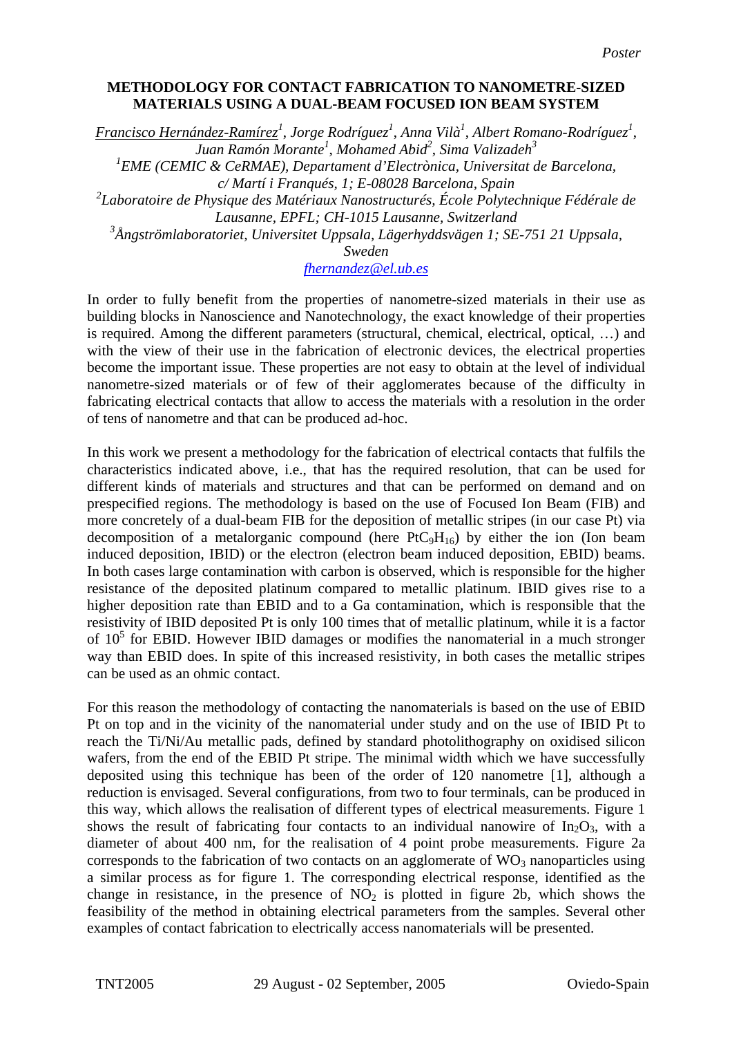Poster

# METHODOLOGY FOR CONTACT FABRICATION TO NANOMETRE-SIZED MATERIALS USING A DUAL-BEAM FOCUSED ION BEAM SYSTEM

*Francisco Hernández-Ramírez*[1], *Jorge Rodríguez*[1], *Anna Vilà*[1], *Albert Romano-Rodríguez*[1], *Juan Ramón Morante*[1], *Mohamed Abid*[2], *Sima Valizadeh*[3]

[1]*EME (CEMIC & CeRMAE), Departament d'Electrònica, Universitat de Barcelona, c/ Martí i Franquès, 1; E-08028 Barcelona, Spain*

[2]*Laboratoire de Physique des Matériaux Nanostructurés, École Polytechnique Fédérale de Lausanne, EPFL; CH-1015 Lausanne, Switzerland*

[3]*Ångströmlaboratoriet, Universitet Uppsala, Lägerhyddsvägen 1; SE-751 21 Uppsala, Sweden*

*fhernandez@el.ub.es*

In order to fully benefit from the properties of nanometre-sized materials in their use as building blocks in Nanoscience and Nanotechnology, the exact knowledge of their properties is required. Among the different parameters (structural, chemical, electrical, optical, …) and with the view of their use in the fabrication of electronic devices, the electrical properties become the important issue. These properties are not easy to obtain at the level of individual nanometre-sized materials or of few of their agglomerates because of the difficulty in fabricating electrical contacts that allow to access the materials with a resolution in the order of tens of nanometre and that can be produced ad-hoc.

In this work we present a methodology for the fabrication of electrical contacts that fulfils the characteristics indicated above, i.e., that has the required resolution, that can be used for different kinds of materials and structures and that can be performed on demand and on prespecified regions. The methodology is based on the use of Focused Ion Beam (FIB) and more concretely of a dual-beam FIB for the deposition of metallic stripes (in our case Pt) via decomposition of a metalorganic compound (here $PtC_9H_{16}$) by either the ion (Ion beam induced deposition, IBID) or the electron (electron beam induced deposition, EBID) beams. In both cases large contamination with carbon is observed, which is responsible for the higher resistance of the deposited platinum compared to metallic platinum. IBID gives rise to a higher deposition rate than EBID and to a Ga contamination, which is responsible that the resistivity of IBID deposited Pt is only 100 times that of metallic platinum, while it is a factor of $10^5$ for EBID. However IBID damages or modifies the nanomaterial in a much stronger way than EBID does. In spite of this increased resistivity, in both cases the metallic stripes can be used as an ohmic contact.

For this reason the methodology of contacting the nanomaterials is based on the use of EBID Pt on top and in the vicinity of the nanomaterial under study and on the use of IBID Pt to reach the Ti/Ni/Au metallic pads, defined by standard photolithography on oxidised silicon wafers, from the end of the EBID Pt stripe. The minimal width which we have successfully deposited using this technique has been of the order of 120 nanometre [1], although a reduction is envisaged. Several configurations, from two to four terminals, can be produced in this way, which allows the realisation of different types of electrical measurements. Figure 1 shows the result of fabricating four contacts to an individual nanowire of $In_2O_3$, with a diameter of about 400 nm, for the realisation of 4 point probe measurements. Figure 2a corresponds to the fabrication of two contacts on an agglomerate of $WO_3$ nanoparticles using a similar process as for figure 1. The corresponding electrical response, identified as the change in resistance, in the presence of $NO_2$ is plotted in figure 2b, which shows the feasibility of the method in obtaining electrical parameters from the samples. Several other examples of contact fabrication to electrically access nanomaterials will be presented.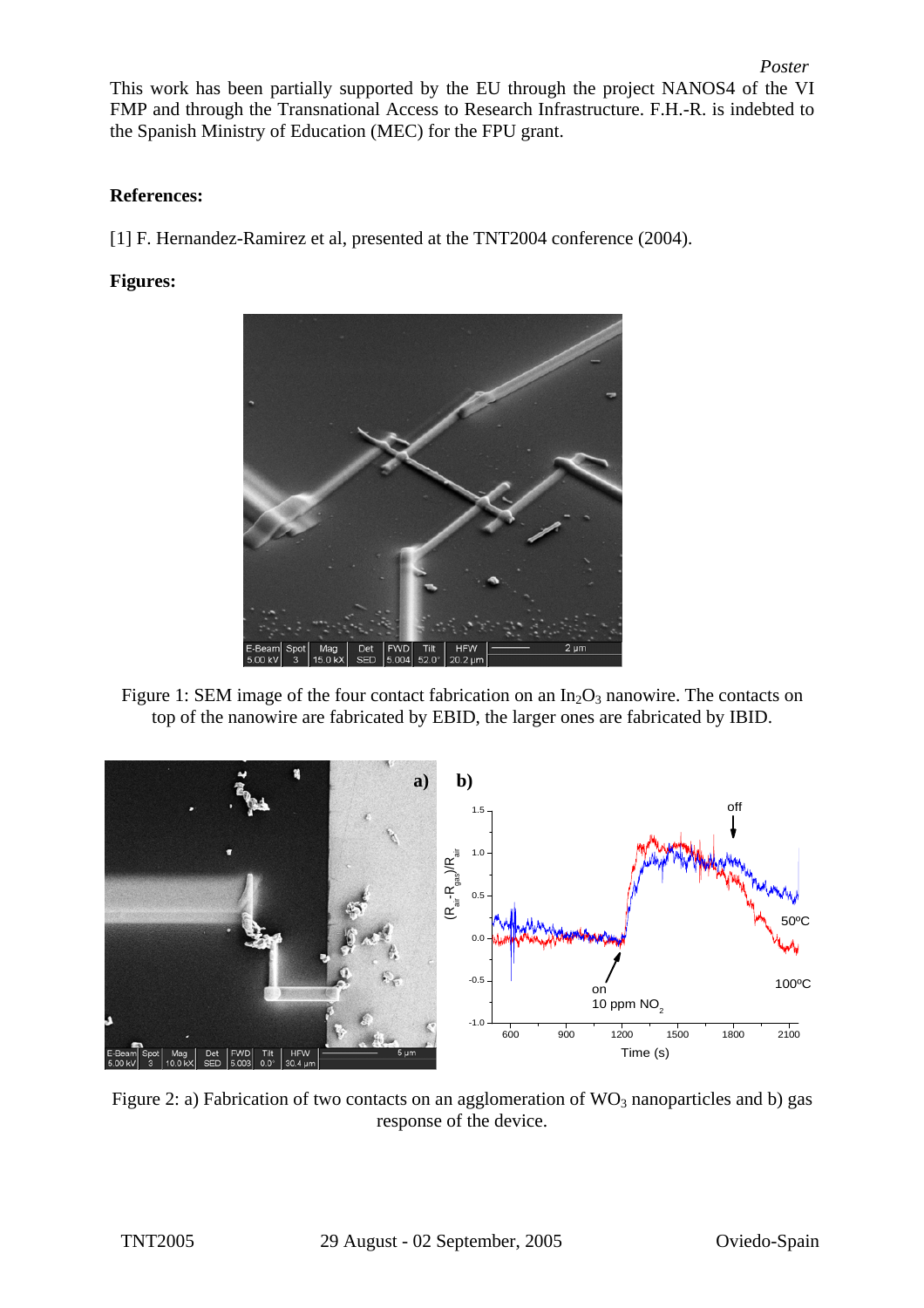*Poster*

This work has been partially supported by the EU through the project NANOS4 of the VI FMP and through the Transnational Access to Research Infrastructure. F.H.-R. is indebted to the Spanish Ministry of Education (MEC) for the FPU grant.

**References:**

[1] F. Hernandez-Ramirez et al, presented at the TNT2004 conference (2004).

**Figures:**

Figure 1: SEM image of the four contact fabrication on an $In_2O_3$ nanowire. The contacts on top of the nanowire are fabricated by EBID, the larger ones are fabricated by IBID.

a)

b)

off

on

10 ppm $NO_2$

50ºC

100ºC

$(R_{air}-R_{gas})/R_{air}$

1.5

1.0

0.5

0.0

-0.5

-1.0

600

900

1200

1500

1800

2100

Time (s)

Figure 2: a) Fabrication of two contacts on an agglomeration of $WO_3$ nanoparticles and b) gas response of the device.